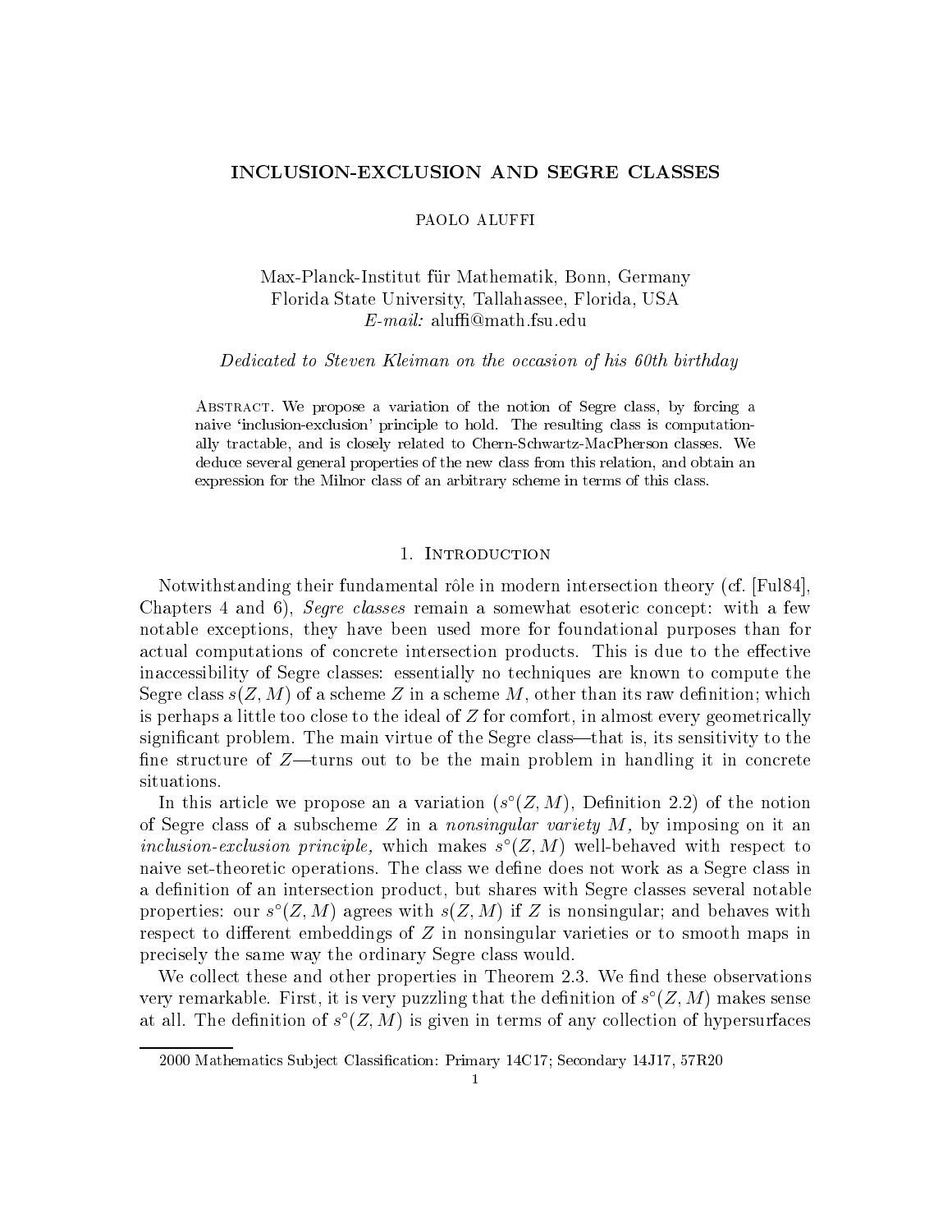# INCLUSION-EXCLUSION AND SEGRE CLASSES

PAOLO ALUFFI

Max-Planck-Institut für Mathematik, Bonn, Germany
Florida State University, Tallahassee, Florida, USA
*E-mail:* aluffi@math.fsu.edu

*Dedicated to Steven Kleiman on the occasion of his 60th birthday*

Abstract. We propose a variation of the notion of Segre class, by forcing a naive 'inclusion-exclusion' principle to hold. The resulting class is computationally tractable, and is closely related to Chern-Schwartz-MacPherson classes. We deduce several general properties of the new class from this relation, and obtain an expression for the Milnor class of an arbitrary scheme in terms of this class.

## 1. Introduction

Notwithstanding their fundamental rôle in modern intersection theory (cf. [Ful84], Chapters 4 and 6), *Segre classes* remain a somewhat esoteric concept: with a few notable exceptions, they have been used more for foundational purposes than for actual computations of concrete intersection products. This is due to the effective inaccessibility of Segre classes: essentially no techniques are known to compute the Segre class $s(Z, M)$ of a scheme $Z$ in a scheme $M$, other than its raw definition; which is perhaps a little too close to the ideal of $Z$ for comfort, in almost every geometrically significant problem. The main virtue of the Segre class—that is, its sensitivity to the fine structure of $Z$—turns out to be the main problem in handling it in concrete situations.

In this article we propose an a variation ($s^\circ(Z, M)$, Definition 2.2) of the notion of Segre class of a subscheme $Z$ in a *nonsingular variety* $M$, by imposing on it an *inclusion-exclusion principle,* which makes $s^\circ(Z, M)$ well-behaved with respect to naive set-theoretic operations. The class we define does not work as a Segre class in a definition of an intersection product, but shares with Segre classes several notable properties: our $s^\circ(Z, M)$ agrees with $s(Z, M)$ if $Z$ is nonsingular; and behaves with respect to different embeddings of $Z$ in nonsingular varieties or to smooth maps in precisely the same way the ordinary Segre class would.

We collect these and other properties in Theorem 2.3. We find these observations very remarkable. First, it is very puzzling that the definition of $s^\circ(Z, M)$ makes sense at all. The definition of $s^\circ(Z, M)$ is given in terms of any collection of hypersurfaces

2000 Mathematics Subject Classification: Primary 14C17; Secondary 14J17, 57R20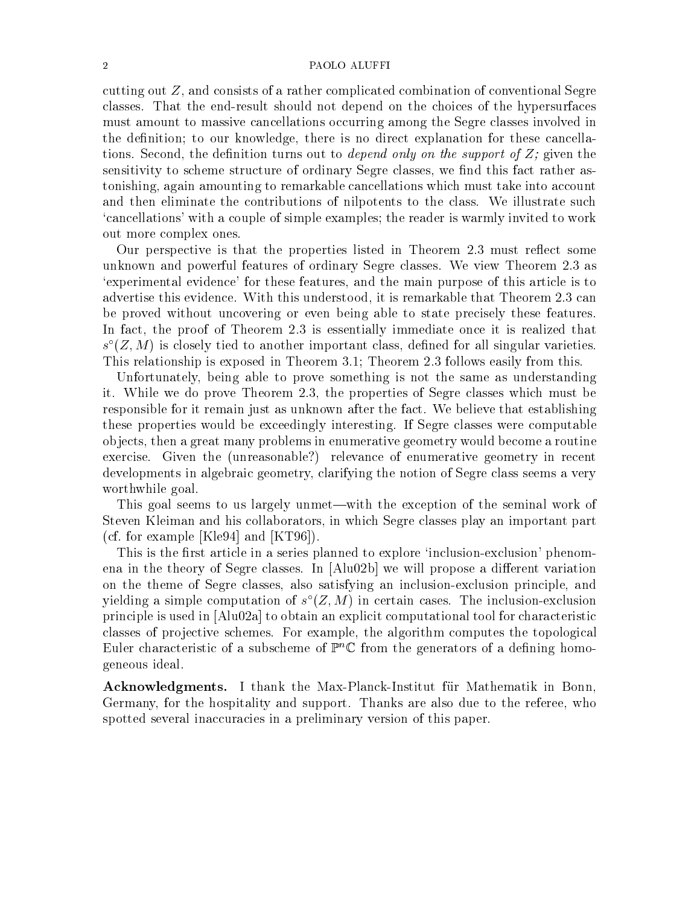cutting out $Z$, and consists of a rather complicated combination of conventional Segre classes. That the end-result should not depend on the choices of the hypersurfaces must amount to massive cancellations occurring among the Segre classes involved in the definition; to our knowledge, there is no direct explanation for these cancellations. Second, the definition turns out to *depend only on the support of $Z$;* given the sensitivity to scheme structure of ordinary Segre classes, we find this fact rather astonishing, again amounting to remarkable cancellations which must take into account and then eliminate the contributions of nilpotents to the class. We illustrate such 'cancellations' with a couple of simple examples; the reader is warmly invited to work out more complex ones.

Our perspective is that the properties listed in Theorem 2.3 must reflect some unknown and powerful features of ordinary Segre classes. We view Theorem 2.3 as 'experimental evidence' for these features, and the main purpose of this article is to advertise this evidence. With this understood, it is remarkable that Theorem 2.3 can be proved without uncovering or even being able to state precisely these features. In fact, the proof of Theorem 2.3 is essentially immediate once it is realized that $s^\circ(Z, M)$ is closely tied to another important class, defined for all singular varieties. This relationship is exposed in Theorem 3.1; Theorem 2.3 follows easily from this.

Unfortunately, being able to prove something is not the same as understanding it. While we do prove Theorem 2.3, the properties of Segre classes which must be responsible for it remain just as unknown after the fact. We believe that establishing these properties would be exceedingly interesting. If Segre classes were computable objects, then a great many problems in enumerative geometry would become a routine exercise. Given the (unreasonable?) relevance of enumerative geometry in recent developments in algebraic geometry, clarifying the notion of Segre class seems a very worthwhile goal.

This goal seems to us largely unmet—with the exception of the seminal work of Steven Kleiman and his collaborators, in which Segre classes play an important part (cf. for example [Kle94] and [KT96]).

This is the first article in a series planned to explore 'inclusion-exclusion' phenomena in the theory of Segre classes. In [Alu02b] we will propose a different variation on the theme of Segre classes, also satisfying an inclusion-exclusion principle, and yielding a simple computation of $s^\circ(Z, M)$ in certain cases. The inclusion-exclusion principle is used in [Alu02a] to obtain an explicit computational tool for characteristic classes of projective schemes. For example, the algorithm computes the topological Euler characteristic of a subscheme of $\mathbb{P}^n\mathbb{C}$ from the generators of a defining homogeneous ideal.

**Acknowledgments.** I thank the Max-Planck-Institut für Mathematik in Bonn, Germany, for the hospitality and support. Thanks are also due to the referee, who spotted several inaccuracies in a preliminary version of this paper.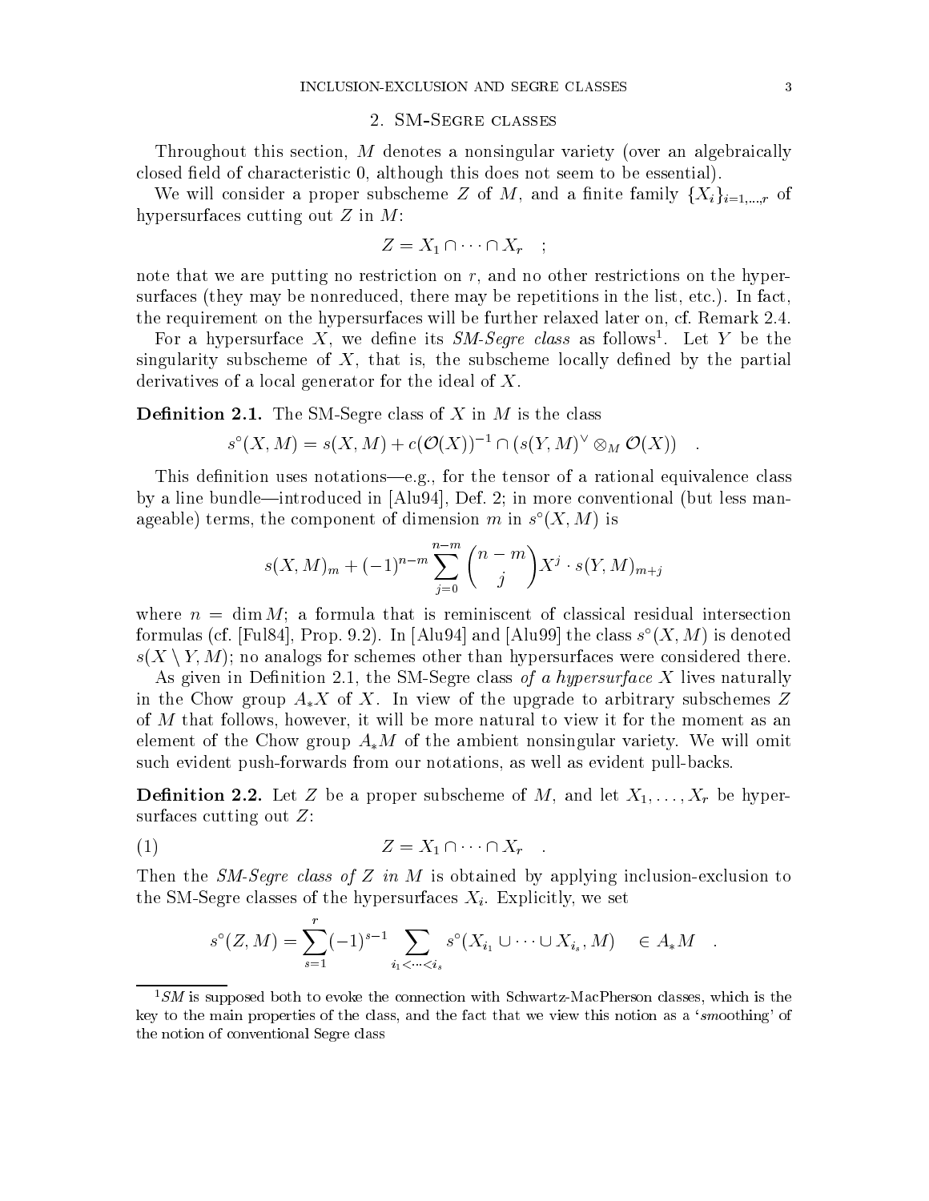## 2. SM-Segre classes

Throughout this section, $M$ denotes a nonsingular variety (over an algebraically closed field of characteristic 0, although this does not seem to be essential).

We will consider a proper subscheme $Z$ of $M$, and a finite family $\{X_i\}_{i=1,\dots,r}$ of hypersurfaces cutting out $Z$ in $M$:

$$Z = X_1 \cap \cdots \cap X_r \quad ;$$

note that we are putting no restriction on $r$, and no other restrictions on the hypersurfaces (they may be nonreduced, there may be repetitions in the list, etc.). In fact, the requirement on the hypersurfaces will be further relaxed later on, cf. Remark 2.4.

For a hypersurface $X$, we define its *SM-Segre class* as follows[1]. Let $Y$ be the singularity subscheme of $X$, that is, the subscheme locally defined by the partial derivatives of a local generator for the ideal of $X$.

**Definition 2.1.** The SM-Segre class of $X$ in $M$ is the class

$$s^\circ(X, M) = s(X, M) + c(\mathcal{O}(X))^{-1} \cap (s(Y, M)^\vee \otimes_M \mathcal{O}(X)) \quad .$$

This definition uses notations—e.g., for the tensor of a rational equivalence class by a line bundle—introduced in [Alu94], Def. 2; in more conventional (but less manageable) terms, the component of dimension $m$ in $s^\circ(X, M)$ is

$$s(X, M)_m + (-1)^{n-m} \sum_{j=0}^{n-m} \binom{n-m}{j} X^j \cdot s(Y, M)_{m+j}$$

where $n = \dim M$; a formula that is reminiscent of classical residual intersection formulas (cf. [Ful84], Prop. 9.2). In [Alu94] and [Alu99] the class $s^\circ(X, M)$ is denoted $s(X \setminus Y, M)$; no analogs for schemes other than hypersurfaces were considered there.

As given in Definition 2.1, the SM-Segre class *of a hypersurface* $X$ lives naturally in the Chow group $A_*X$ of $X$. In view of the upgrade to arbitrary subschemes $Z$ of $M$ that follows, however, it will be more natural to view it for the moment as an element of the Chow group $A_*M$ of the ambient nonsingular variety. We will omit such evident push-forwards from our notations, as well as evident pull-backs.

**Definition 2.2.** Let $Z$ be a proper subscheme of $M$, and let $X_1, \dots, X_r$ be hypersurfaces cutting out $Z$:

$$Z = X_1 \cap \cdots \cap X_r \quad . \tag{1}$$

Then the *SM-Segre class of* $Z$ *in* $M$ is obtained by applying inclusion-exclusion to the SM-Segre classes of the hypersurfaces $X_i$. Explicitly, we set

$$s^\circ(Z, M) = \sum_{s=1}^{r} (-1)^{s-1} \sum_{i_1 < \cdots < i_s} s^\circ(X_{i_1} \cup \cdots \cup X_{i_s}, M) \quad \in A_*M \quad .$$

---

[1] *SM* is supposed both to evoke the connection with Schwartz-MacPherson classes, which is the key to the main properties of the class, and the fact that we view this notion as a '*sm*oothing' of the notion of conventional Segre class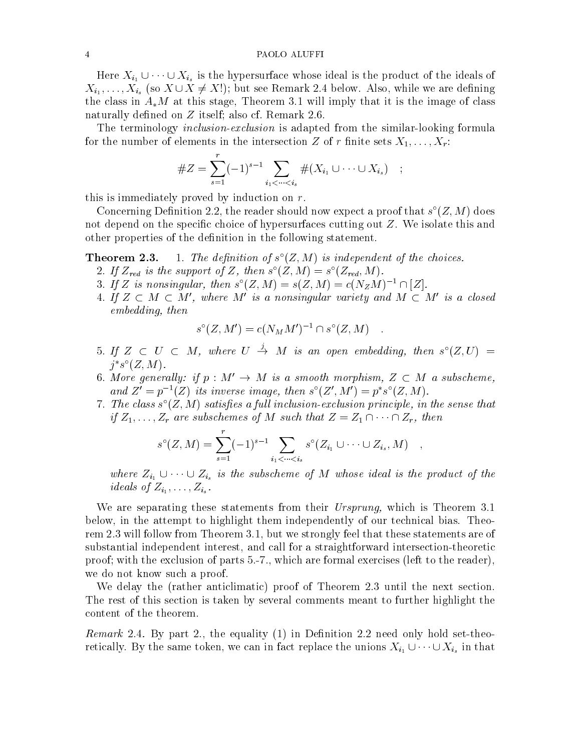Here $X_{i_1} \cup \cdots \cup X_{i_s}$ is the hypersurface whose ideal is the product of the ideals of $X_{i_1}, \dots, X_{i_s}$ (so $X \cup X \neq X$!); but see Remark 2.4 below. Also, while we are defining the class in $A_* M$ at this stage, Theorem 3.1 will imply that it is the image of class naturally defined on $Z$ itself; also cf. Remark 2.6.

The terminology *inclusion-exclusion* is adapted from the similar-looking formula for the number of elements in the intersection $Z$ of $r$ finite sets $X_1, \dots, X_r$:

$$\#Z = \sum_{s=1}^{r} (-1)^{s-1} \sum_{i_1 < \cdots < i_s} \#(X_{i_1} \cup \cdots \cup X_{i_s}) \quad ;$$

this is immediately proved by induction on $r$.

Concerning Definition 2.2, the reader should now expect a proof that $s^\circ(Z, M)$ does not depend on the specific choice of hypersurfaces cutting out $Z$. We isolate this and other properties of the definition in the following statement.

**Theorem 2.3.**

1. *The definition of $s^\circ(Z, M)$ is independent of the choices.*
2. *If $Z_{red}$ is the support of $Z$, then $s^\circ(Z, M) = s^\circ(Z_{red}, M)$.*
3. *If $Z$ is nonsingular, then $s^\circ(Z, M) = s(Z, M) = c(N_Z M)^{-1} \cap [Z]$.*
4. *If $Z \subset M \subset M'$, where $M'$ is a nonsingular variety and $M \subset M'$ is a closed embedding, then*

$$s^\circ(Z, M') = c(N_M M')^{-1} \cap s^\circ(Z, M) \quad .$$

5. *If $Z \subset U \subset M$, where $U \stackrel{j}{\to} M$ is an open embedding, then $s^\circ(Z, U) = j^* s^\circ(Z, M)$.*
6. *More generally: if $p : M' \to M$ is a smooth morphism, $Z \subset M$ a subscheme, and $Z' = p^{-1}(Z)$ its inverse image, then $s^\circ(Z', M') = p^* s^\circ(Z, M)$.*
7. *The class $s^\circ(Z, M)$ satisfies a full inclusion-exclusion principle, in the sense that if $Z_1, \dots, Z_r$ are subschemes of $M$ such that $Z = Z_1 \cap \cdots \cap Z_r$, then*

$$s^\circ(Z, M) = \sum_{s=1}^{r} (-1)^{s-1} \sum_{i_1 < \cdots < i_s} s^\circ(Z_{i_1} \cup \cdots \cup Z_{i_s}, M) \quad ,$$

*where $Z_{i_1} \cup \cdots \cup Z_{i_s}$ is the subscheme of $M$ whose ideal is the product of the ideals of $Z_{i_1}, \dots, Z_{i_s}$.*

We are separating these statements from their *Ursprung,* which is Theorem 3.1 below, in the attempt to highlight them independently of our technical bias. Theorem 2.3 will follow from Theorem 3.1, but we strongly feel that these statements are of substantial independent interest, and call for a straightforward intersection-theoretic proof; with the exclusion of parts 5.-7., which are formal exercises (left to the reader), we do not know such a proof.

We delay the (rather anticlimatic) proof of Theorem 2.3 until the next section. The rest of this section is taken by several comments meant to further highlight the content of the theorem.

*Remark* 2.4. By part 2., the equality (1) in Definition 2.2 need only hold set-theoretically. By the same token, we can in fact replace the unions $X_{i_1} \cup \cdots \cup X_{i_s}$ in that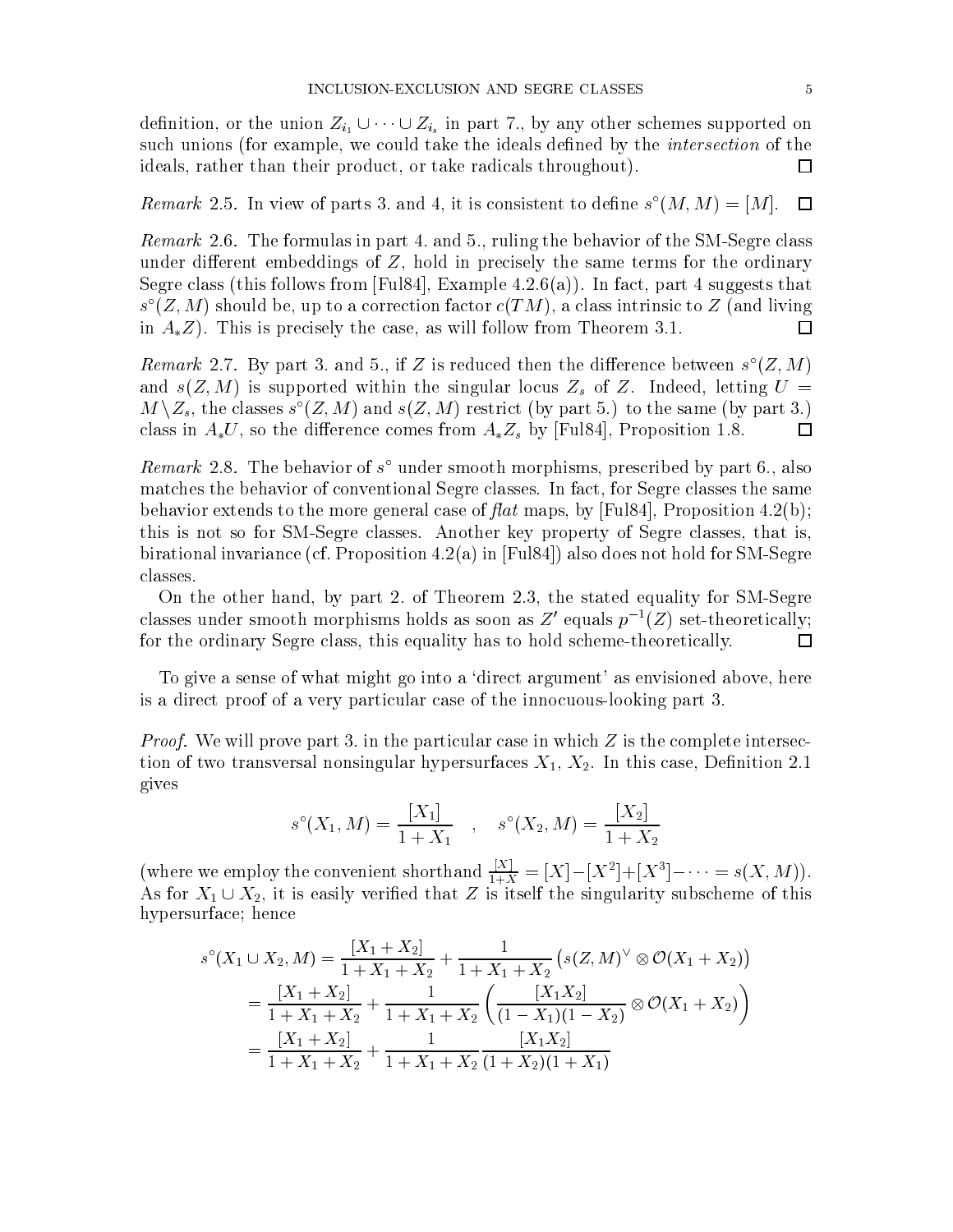definition, or the union $Z_{i_1} \cup \cdots \cup Z_{i_s}$ in part 7., by any other schemes supported on such unions (for example, we could take the ideals defined by the *intersection* of the ideals, rather than their product, or take radicals throughout). $\square$

*Remark* 2.5. In view of parts 3. and 4, it is consistent to define $s^\circ(M, M) = [M]$. $\square$

*Remark* 2.6. The formulas in part 4. and 5., ruling the behavior of the SM-Segre class under different embeddings of $Z$, hold in precisely the same terms for the ordinary Segre class (this follows from [Ful84], Example 4.2.6(a)). In fact, part 4 suggests that $s^\circ(Z, M)$ should be, up to a correction factor $c(TM)$, a class intrinsic to $Z$ (and living in $A_*Z$). This is precisely the case, as will follow from Theorem 3.1. $\square$

*Remark* 2.7. By part 3. and 5., if $Z$ is reduced then the difference between $s^\circ(Z, M)$ and $s(Z, M)$ is supported within the singular locus $Z_s$ of $Z$. Indeed, letting $U = M \setminus Z_s$, the classes $s^\circ(Z, M)$ and $s(Z, M)$ restrict (by part 5.) to the same (by part 3.) class in $A_*U$, so the difference comes from $A_*Z_s$ by [Ful84], Proposition 1.8. $\square$

*Remark* 2.8. The behavior of $s^\circ$ under smooth morphisms, prescribed by part 6., also matches the behavior of conventional Segre classes. In fact, for Segre classes the same behavior extends to the more general case of *flat* maps, by [Ful84], Proposition 4.2(b); this is not so for SM-Segre classes. Another key property of Segre classes, that is, birational invariance (cf. Proposition 4.2(a) in [Ful84]) also does not hold for SM-Segre classes.

On the other hand, by part 2. of Theorem 2.3, the stated equality for SM-Segre classes under smooth morphisms holds as soon as $Z'$ equals $p^{-1}(Z)$ set-theoretically; for the ordinary Segre class, this equality has to hold scheme-theoretically. $\square$

To give a sense of what might go into a 'direct argument' as envisioned above, here is a direct proof of a very particular case of the innocuous-looking part 3.

*Proof.* We will prove part 3. in the particular case in which $Z$ is the complete intersection of two transversal nonsingular hypersurfaces $X_1$, $X_2$. In this case, Definition 2.1 gives

$$s^\circ(X_1, M) = \frac{[X_1]}{1 + X_1} \quad , \quad s^\circ(X_2, M) = \frac{[X_2]}{1 + X_2}$$

(where we employ the convenient shorthand $\frac{[X]}{1+X} = [X] - [X^2] + [X^3] - \cdots = s(X, M)$). As for $X_1 \cup X_2$, it is easily verified that $Z$ is itself the singularity subscheme of this hypersurface; hence

$$\begin{aligned}
s^\circ(X_1 \cup X_2, M) &= \frac{[X_1 + X_2]}{1 + X_1 + X_2} + \frac{1}{1 + X_1 + X_2} \left( s(Z, M)^\vee \otimes \mathcal{O}(X_1 + X_2) \right) \\
&= \frac{[X_1 + X_2]}{1 + X_1 + X_2} + \frac{1}{1 + X_1 + X_2} \left( \frac{[X_1 X_2]}{(1 - X_1)(1 - X_2)} \otimes \mathcal{O}(X_1 + X_2) \right) \\
&= \frac{[X_1 + X_2]}{1 + X_1 + X_2} + \frac{1}{1 + X_1 + X_2} \frac{[X_1 X_2]}{(1 + X_2)(1 + X_1)}
\end{aligned}$$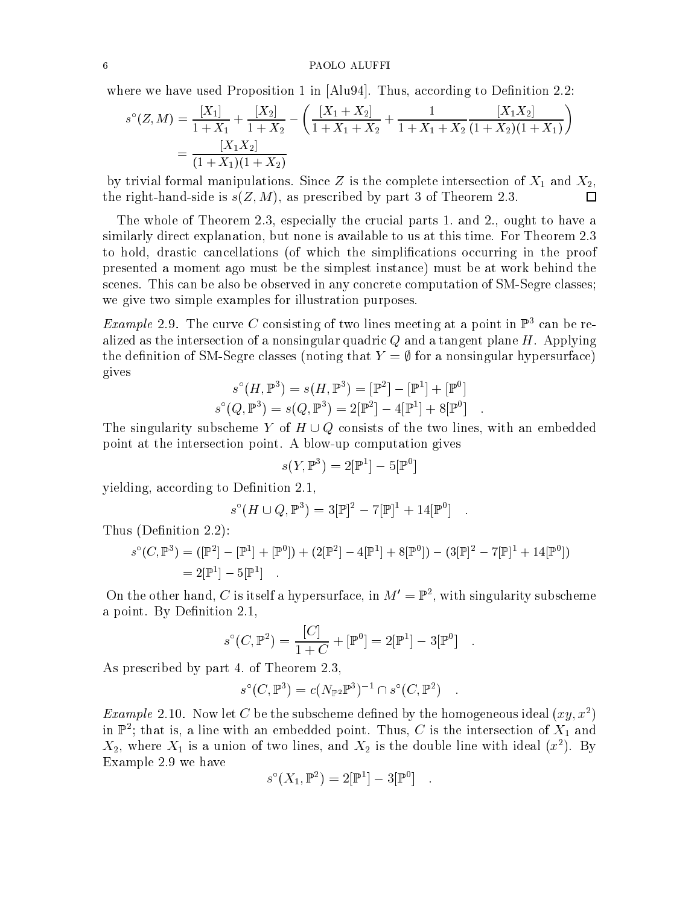where we have used Proposition 1 in [Alu94]. Thus, according to Definition 2.2:

$$
\begin{aligned}
s^\circ(Z,M) &= \frac{[X_1]}{1+X_1} + \frac{[X_2]}{1+X_2} - \left(\frac{[X_1+X_2]}{1+X_1+X_2} + \frac{1}{1+X_1+X_2}\frac{[X_1X_2]}{(1+X_2)(1+X_1)}\right)\\
&= \frac{[X_1X_2]}{(1+X_1)(1+X_2)}
\end{aligned}
$$

by trivial formal manipulations. Since $Z$ is the complete intersection of $X_1$ and $X_2$, the right-hand-side is $s(Z,M)$, as prescribed by part 3 of Theorem 2.3. □

The whole of Theorem 2.3, especially the crucial parts 1. and 2., ought to have a similarly direct explanation, but none is available to us at this time. For Theorem 2.3 to hold, drastic cancellations (of which the simplifications occurring in the proof presented a moment ago must be the simplest instance) must be at work behind the scenes. This can be also be observed in any concrete computation of SM-Segre classes; we give two simple examples for illustration purposes.

*Example* 2.9. The curve $C$ consisting of two lines meeting at a point in $\mathbb{P}^3$ can be realized as the intersection of a nonsingular quadric $Q$ and a tangent plane $H$. Applying the definition of SM-Segre classes (noting that $Y=\emptyset$ for a nonsingular hypersurface) gives

$$
\begin{aligned}
s^\circ(H,\mathbb{P}^3) &= s(H,\mathbb{P}^3) = [\mathbb{P}^2]-[\mathbb{P}^1]+[\mathbb{P}^0]\\
s^\circ(Q,\mathbb{P}^3) &= s(Q,\mathbb{P}^3) = 2[\mathbb{P}^2]-4[\mathbb{P}^1]+8[\mathbb{P}^0] \quad .
\end{aligned}
$$

The singularity subscheme $Y$ of $H\cup Q$ consists of the two lines, with an embedded point at the intersection point. A blow-up computation gives

$$
s(Y,\mathbb{P}^3) = 2[\mathbb{P}^1]-5[\mathbb{P}^0]
$$

yielding, according to Definition 2.1,

$$
s^\circ(H\cup Q,\mathbb{P}^3) = 3[\mathbb{P}]^2-7[\mathbb{P}]^1+14[\mathbb{P}^0] \quad .
$$

Thus (Definition 2.2):

$$
\begin{aligned}
s^\circ(C,\mathbb{P}^3) &= ([\mathbb{P}^2]-[\mathbb{P}^1]+[\mathbb{P}^0]) + (2[\mathbb{P}^2]-4[\mathbb{P}^1]+8[\mathbb{P}^0]) - (3[\mathbb{P}]^2-7[\mathbb{P}]^1+14[\mathbb{P}^0])\\
&= 2[\mathbb{P}^1]-5[\mathbb{P}^1] \quad .
\end{aligned}
$$

On the other hand, $C$ is itself a hypersurface, in $M'=\mathbb{P}^2$, with singularity subscheme a point. By Definition 2.1,

$$
s^\circ(C,\mathbb{P}^2) = \frac{[C]}{1+C} + [\mathbb{P}^0] = 2[\mathbb{P}^1]-3[\mathbb{P}^0] \quad .
$$

As prescribed by part 4. of Theorem 2.3,

$$
s^\circ(C,\mathbb{P}^3) = c(N_{\mathbb{P}^2}\mathbb{P}^3)^{-1}\cap s^\circ(C,\mathbb{P}^2) \quad .
$$

*Example* 2.10. Now let $C$ be the subscheme defined by the homogeneous ideal $(xy,x^2)$ in $\mathbb{P}^2$; that is, a line with an embedded point. Thus, $C$ is the intersection of $X_1$ and $X_2$, where $X_1$ is a union of two lines, and $X_2$ is the double line with ideal $(x^2)$. By Example 2.9 we have

$$
s^\circ(X_1,\mathbb{P}^2) = 2[\mathbb{P}^1]-3[\mathbb{P}^0] \quad .
$$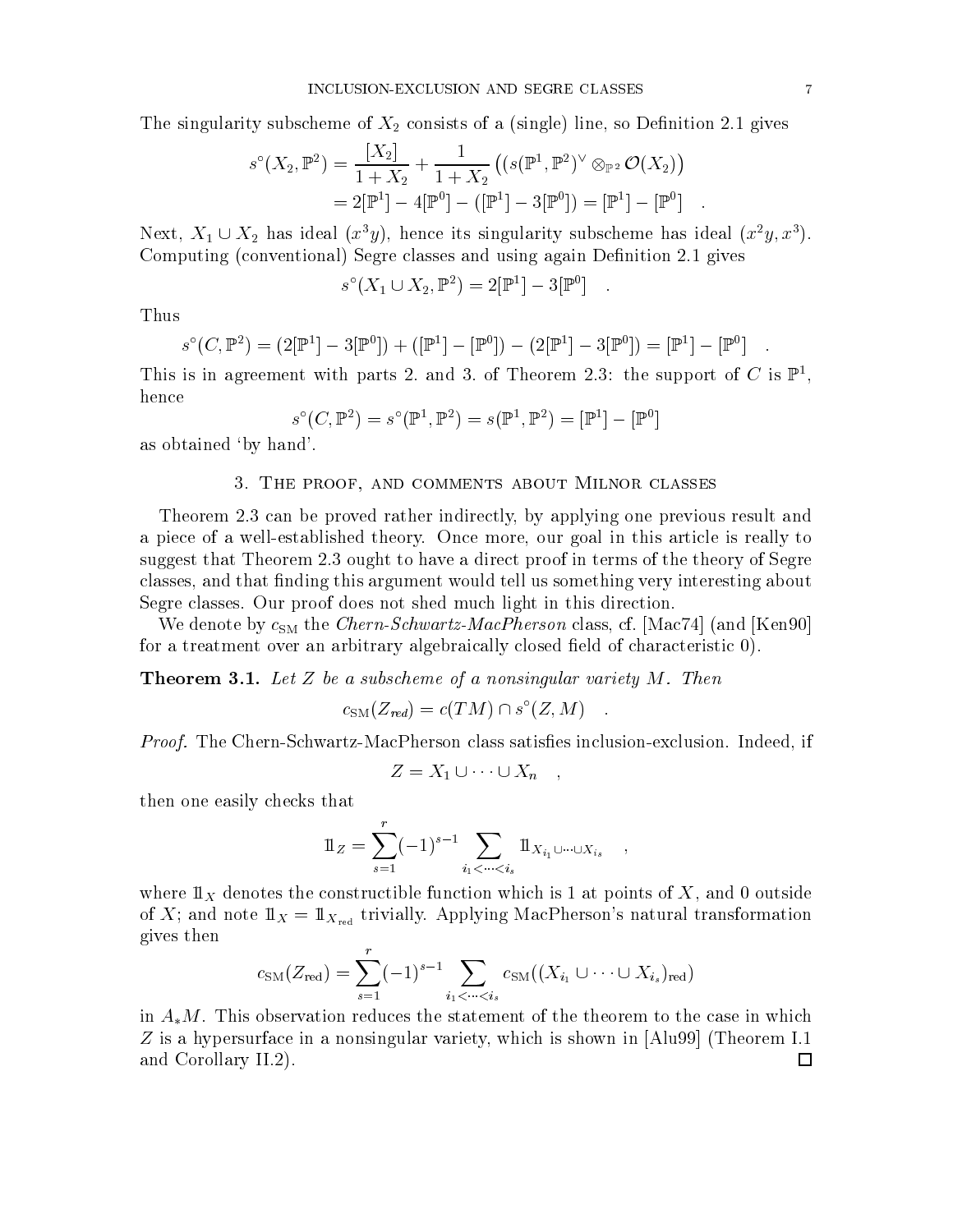The singularity subscheme of $X_2$ consists of a (single) line, so Definition 2.1 gives

$$\begin{aligned} s^\circ(X_2, \mathbb{P}^2) &= \frac{[X_2]}{1+X_2} + \frac{1}{1+X_2}\left((s(\mathbb{P}^1, \mathbb{P}^2)^\vee \otimes_{\mathbb{P}^2} \mathcal{O}(X_2)\right) \\ &= 2[\mathbb{P}^1] - 4[\mathbb{P}^0] - ([\mathbb{P}^1] - 3[\mathbb{P}^0]) = [\mathbb{P}^1] - [\mathbb{P}^0] \quad . \end{aligned}$$

Next, $X_1 \cup X_2$ has ideal $(x^3 y)$, hence its singularity subscheme has ideal $(x^2 y, x^3)$. Computing (conventional) Segre classes and using again Definition 2.1 gives

$$s^\circ(X_1 \cup X_2, \mathbb{P}^2) = 2[\mathbb{P}^1] - 3[\mathbb{P}^0] \quad .$$

Thus

$$s^\circ(C, \mathbb{P}^2) = (2[\mathbb{P}^1] - 3[\mathbb{P}^0]) + ([\mathbb{P}^1] - [\mathbb{P}^0]) - (2[\mathbb{P}^1] - 3[\mathbb{P}^0]) = [\mathbb{P}^1] - [\mathbb{P}^0] \quad .$$

This is in agreement with parts 2. and 3. of Theorem 2.3: the support of $C$ is $\mathbb{P}^1$, hence

$$s^\circ(C, \mathbb{P}^2) = s^\circ(\mathbb{P}^1, \mathbb{P}^2) = s(\mathbb{P}^1, \mathbb{P}^2) = [\mathbb{P}^1] - [\mathbb{P}^0]$$

as obtained 'by hand'.

## 3. The proof, and comments about Milnor classes

Theorem 2.3 can be proved rather indirectly, by applying one previous result and a piece of a well-established theory. Once more, our goal in this article is really to suggest that Theorem 2.3 ought to have a direct proof in terms of the theory of Segre classes, and that finding this argument would tell us something very interesting about Segre classes. Our proof does not shed much light in this direction.

We denote by $c_{\mathrm{SM}}$ the *Chern-Schwartz-MacPherson* class, cf. [Mac74] (and [Ken90] for a treatment over an arbitrary algebraically closed field of characteristic 0).

**Theorem 3.1.** *Let $Z$ be a subscheme of a nonsingular variety $M$. Then*

$$c_{\mathrm{SM}}(Z_{red}) = c(TM) \cap s^\circ(Z, M) \quad .$$

*Proof.* The Chern-Schwartz-MacPherson class satisfies inclusion-exclusion. Indeed, if

$$Z = X_1 \cup \cdots \cup X_n \quad ,$$

then one easily checks that

$$1\!\!1_Z = \sum_{s=1}^{r} (-1)^{s-1} \sum_{i_1 < \cdots < i_s} 1\!\!1_{X_{i_1} \cup \cdots \cup X_{i_s}} \quad ,$$

where $1\!\!1_X$ denotes the constructible function which is 1 at points of $X$, and 0 outside of $X$; and note $1\!\!1_X = 1\!\!1_{X_{\mathrm{red}}}$ trivially. Applying MacPherson's natural transformation gives then

$$c_{\mathrm{SM}}(Z_{\mathrm{red}}) = \sum_{s=1}^{r} (-1)^{s-1} \sum_{i_1 < \cdots < i_s} c_{\mathrm{SM}}((X_{i_1} \cup \cdots \cup X_{i_s})_{\mathrm{red}})$$

in $A_* M$. This observation reduces the statement of the theorem to the case in which $Z$ is a hypersurface in a nonsingular variety, which is shown in [Alu99] (Theorem I.1 and Corollary II.2). □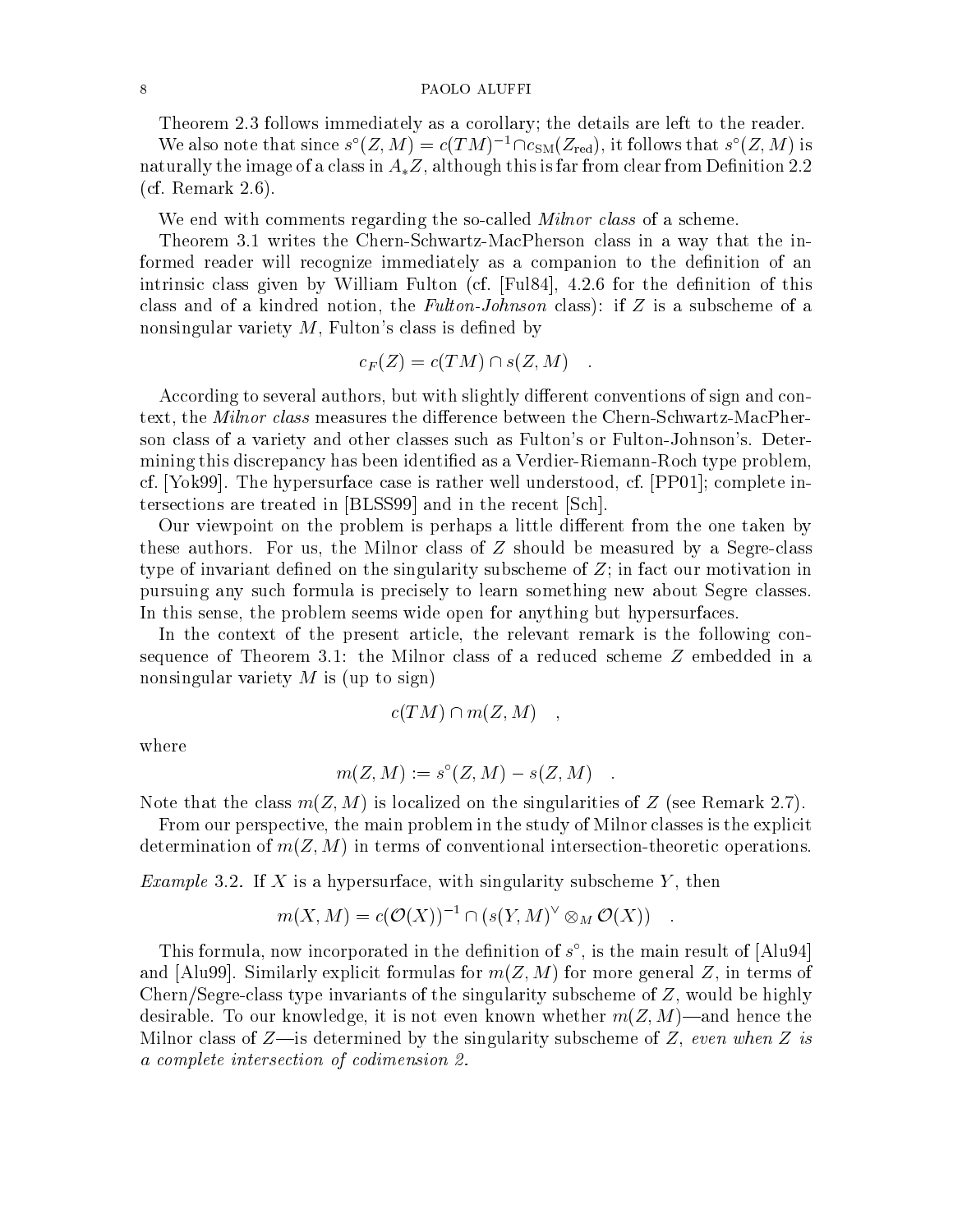Theorem 2.3 follows immediately as a corollary; the details are left to the reader.

We also note that since $s^\circ(Z,M) = c(TM)^{-1} \cap c_{\mathrm{SM}}(Z_{\mathrm{red}})$, it follows that $s^\circ(Z,M)$ is naturally the image of a class in $A_*Z$, although this is far from clear from Definition 2.2 (cf. Remark 2.6).

We end with comments regarding the so-called *Milnor class* of a scheme.

Theorem 3.1 writes the Chern-Schwartz-MacPherson class in a way that the informed reader will recognize immediately as a companion to the definition of an intrinsic class given by William Fulton (cf. [Ful84], 4.2.6 for the definition of this class and of a kindred notion, the *Fulton-Johnson* class): if $Z$ is a subscheme of a nonsingular variety $M$, Fulton's class is defined by

$$c_F(Z) = c(TM) \cap s(Z,M) \quad .$$

According to several authors, but with slightly different conventions of sign and context, the *Milnor class* measures the difference between the Chern-Schwartz-MacPherson class of a variety and other classes such as Fulton's or Fulton-Johnson's. Determining this discrepancy has been identified as a Verdier-Riemann-Roch type problem, cf. [Yok99]. The hypersurface case is rather well understood, cf. [PP01]; complete intersections are treated in [BLSS99] and in the recent [Sch].

Our viewpoint on the problem is perhaps a little different from the one taken by these authors. For us, the Milnor class of $Z$ should be measured by a Segre-class type of invariant defined on the singularity subscheme of $Z$; in fact our motivation in pursuing any such formula is precisely to learn something new about Segre classes. In this sense, the problem seems wide open for anything but hypersurfaces.

In the context of the present article, the relevant remark is the following consequence of Theorem 3.1: the Milnor class of a reduced scheme $Z$ embedded in a nonsingular variety $M$ is (up to sign)

$$c(TM) \cap m(Z,M) \quad ,$$

where

$$m(Z,M) := s^\circ(Z,M) - s(Z,M) \quad .$$

Note that the class $m(Z,M)$ is localized on the singularities of $Z$ (see Remark 2.7).

From our perspective, the main problem in the study of Milnor classes is the explicit determination of $m(Z,M)$ in terms of conventional intersection-theoretic operations.

*Example* 3.2. If $X$ is a hypersurface, with singularity subscheme $Y$, then

$$m(X,M) = c(\mathcal{O}(X))^{-1} \cap \left(s(Y,M)^\vee \otimes_M \mathcal{O}(X)\right) \quad .$$

This formula, now incorporated in the definition of $s^\circ$, is the main result of [Alu94] and [Alu99]. Similarly explicit formulas for $m(Z,M)$ for more general $Z$, in terms of Chern/Segre-class type invariants of the singularity subscheme of $Z$, would be highly desirable. To our knowledge, it is not even known whether $m(Z,M)$—and hence the Milnor class of $Z$—is determined by the singularity subscheme of $Z$, *even when $Z$ is a complete intersection of codimension 2.*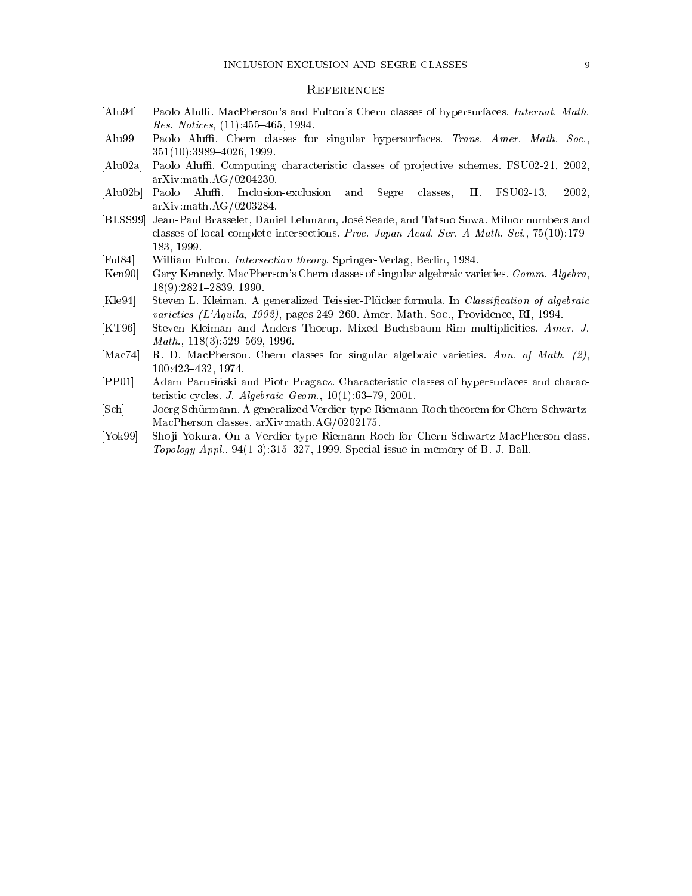## References

[Alu94] Paolo Aluffi. MacPherson's and Fulton's Chern classes of hypersurfaces. *Internat. Math. Res. Notices*, (11):455–465, 1994.

[Alu99] Paolo Aluffi. Chern classes for singular hypersurfaces. *Trans. Amer. Math. Soc.*, 351(10):3989–4026, 1999.

[Alu02a] Paolo Aluffi. Computing characteristic classes of projective schemes. FSU02-21, 2002, arXiv:math.AG/0204230.

[Alu02b] Paolo Aluffi. Inclusion-exclusion and Segre classes, II. FSU02-13, 2002, arXiv:math.AG/0203284.

[BLSS99] Jean-Paul Brasselet, Daniel Lehmann, José Seade, and Tatsuo Suwa. Milnor numbers and classes of local complete intersections. *Proc. Japan Acad. Ser. A Math. Sci.*, 75(10):179–183, 1999.

[Ful84] William Fulton. *Intersection theory*. Springer-Verlag, Berlin, 1984.

[Ken90] Gary Kennedy. MacPherson's Chern classes of singular algebraic varieties. *Comm. Algebra*, 18(9):2821–2839, 1990.

[Kle94] Steven L. Kleiman. A generalized Teissier-Plücker formula. In *Classification of algebraic varieties (L'Aquila, 1992)*, pages 249–260. Amer. Math. Soc., Providence, RI, 1994.

[KT96] Steven Kleiman and Anders Thorup. Mixed Buchsbaum-Rim multiplicities. *Amer. J. Math.*, 118(3):529–569, 1996.

[Mac74] R. D. MacPherson. Chern classes for singular algebraic varieties. *Ann. of Math. (2)*, 100:423–432, 1974.

[PP01] Adam Parusiński and Piotr Pragacz. Characteristic classes of hypersurfaces and characteristic cycles. *J. Algebraic Geom.*, 10(1):63–79, 2001.

[Sch] Joerg Schürmann. A generalized Verdier-type Riemann-Roch theorem for Chern-Schwartz-MacPherson classes, arXiv:math.AG/0202175.

[Yok99] Shoji Yokura. On a Verdier-type Riemann-Roch for Chern-Schwartz-MacPherson class. *Topology Appl.*, 94(1-3):315–327, 1999. Special issue in memory of B. J. Ball.